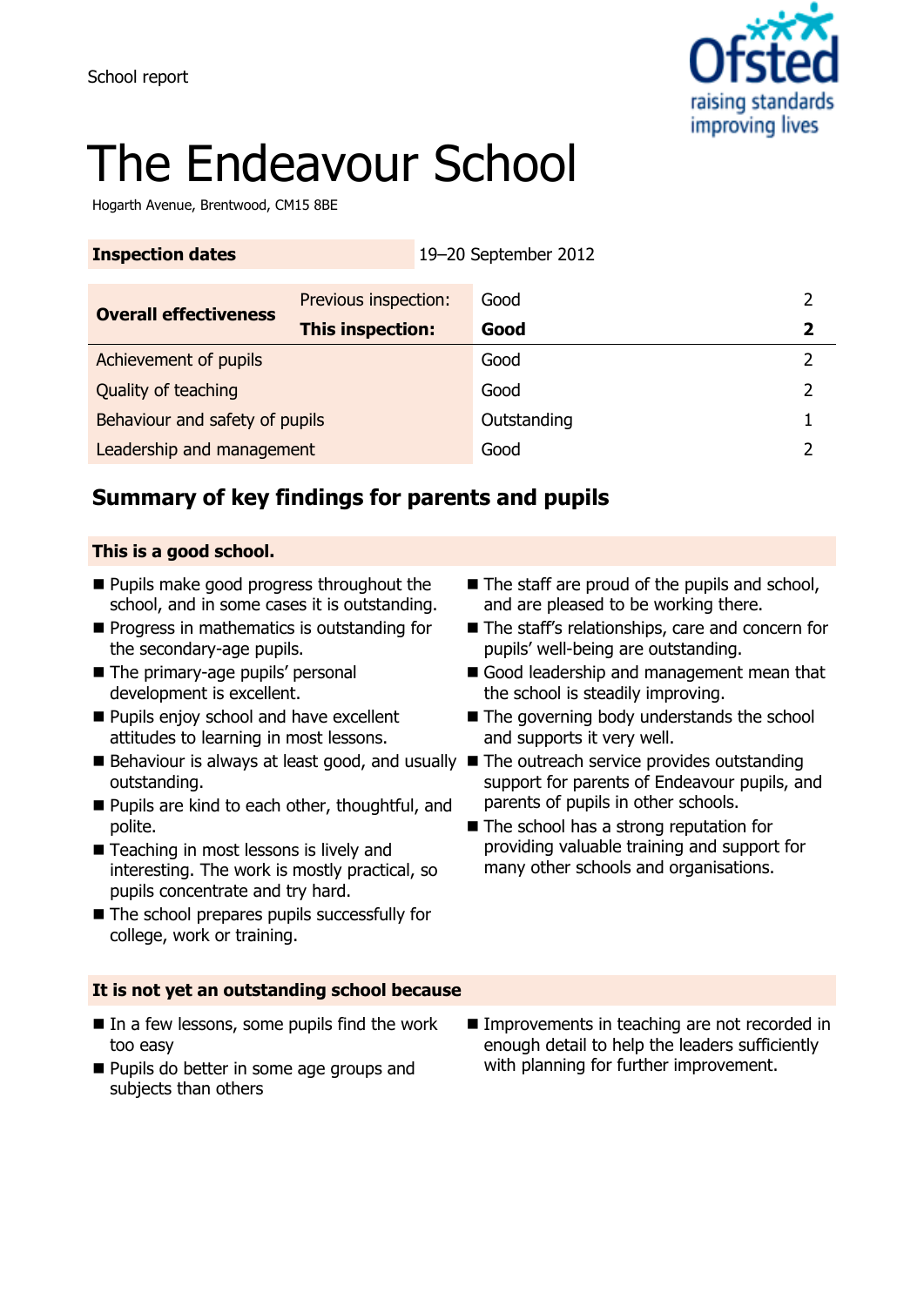School report

# The Endeavour School

Hogarth Avenue, Brentwood, CM15 8BE

| **Inspection dates** | | 19–20 September 2012 | |
|---|---|---|---|
| **Overall effectiveness** | Previous inspection: | Good | 2 |
| | **This inspection:** | **Good** | **2** |
| Achievement of pupils | | Good | 2 |
| Quality of teaching | | Good | 2 |
| Behaviour and safety of pupils | | Outstanding | 1 |
| Leadership and management | | Good | 2 |

## Summary of key findings for parents and pupils

**This is a good school.**

- Pupils make good progress throughout the school, and in some cases it is outstanding.
- Progress in mathematics is outstanding for the secondary-age pupils.
- The primary-age pupils' personal development is excellent.
- Pupils enjoy school and have excellent attitudes to learning in most lessons.
- Behaviour is always at least good, and usually outstanding.
- Pupils are kind to each other, thoughtful, and polite.
- Teaching in most lessons is lively and interesting. The work is mostly practical, so pupils concentrate and try hard.
- The school prepares pupils successfully for college, work or training.
- The staff are proud of the pupils and school, and are pleased to be working there.
- The staff's relationships, care and concern for pupils' well-being are outstanding.
- Good leadership and management mean that the school is steadily improving.
- The governing body understands the school and supports it very well.
- The outreach service provides outstanding support for parents of Endeavour pupils, and parents of pupils in other schools.
- The school has a strong reputation for providing valuable training and support for many other schools and organisations.

**It is not yet an outstanding school because**

- In a few lessons, some pupils find the work too easy
- Pupils do better in some age groups and subjects than others
- Improvements in teaching are not recorded in enough detail to help the leaders sufficiently with planning for further improvement.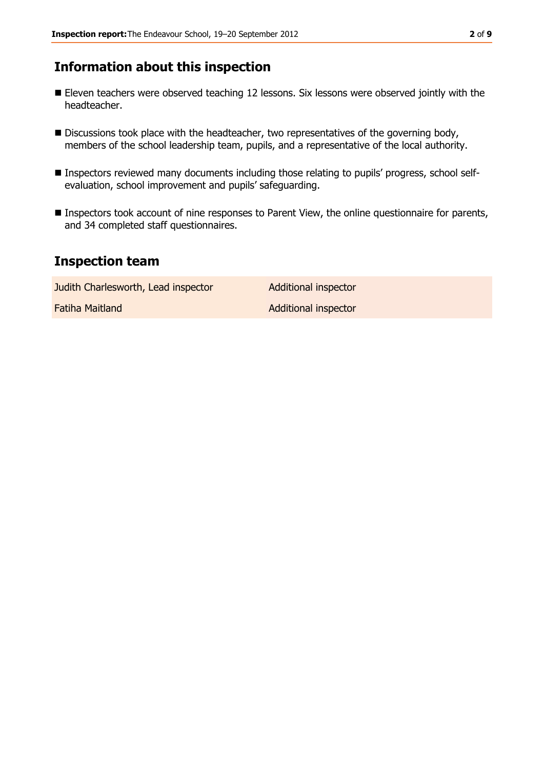## Information about this inspection

- Eleven teachers were observed teaching 12 lessons. Six lessons were observed jointly with the headteacher.
- Discussions took place with the headteacher, two representatives of the governing body, members of the school leadership team, pupils, and a representative of the local authority.
- Inspectors reviewed many documents including those relating to pupils' progress, school self-evaluation, school improvement and pupils' safeguarding.
- Inspectors took account of nine responses to Parent View, the online questionnaire for parents, and 34 completed staff questionnaires.

## Inspection team

| | |
|---|---|
| Judith Charlesworth, Lead inspector | Additional inspector |
| Fatiha Maitland | Additional inspector |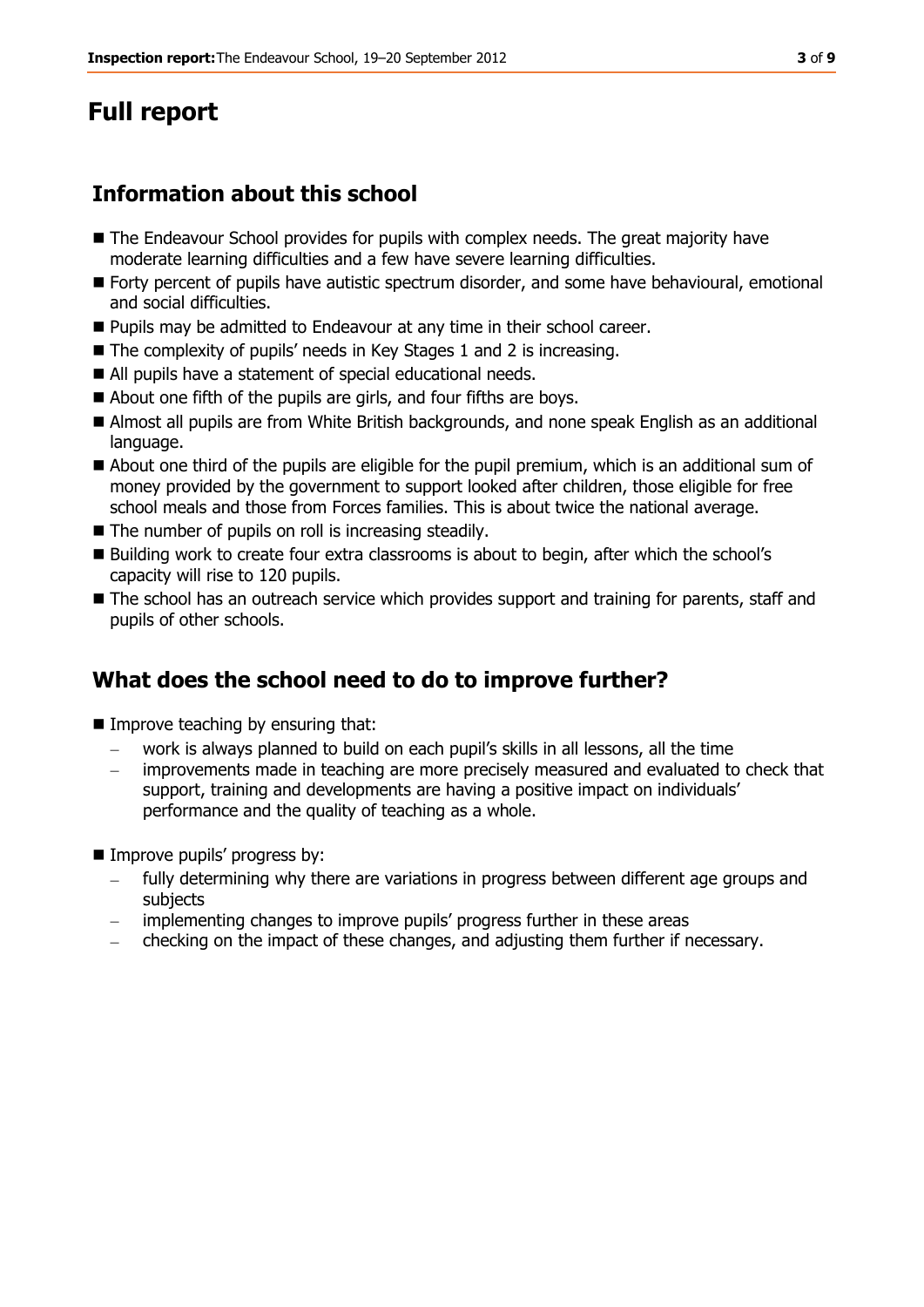# Full report

## Information about this school

- The Endeavour School provides for pupils with complex needs. The great majority have moderate learning difficulties and a few have severe learning difficulties.
- Forty percent of pupils have autistic spectrum disorder, and some have behavioural, emotional and social difficulties.
- Pupils may be admitted to Endeavour at any time in their school career.
- The complexity of pupils' needs in Key Stages 1 and 2 is increasing.
- All pupils have a statement of special educational needs.
- About one fifth of the pupils are girls, and four fifths are boys.
- Almost all pupils are from White British backgrounds, and none speak English as an additional language.
- About one third of the pupils are eligible for the pupil premium, which is an additional sum of money provided by the government to support looked after children, those eligible for free school meals and those from Forces families. This is about twice the national average.
- The number of pupils on roll is increasing steadily.
- Building work to create four extra classrooms is about to begin, after which the school's capacity will rise to 120 pupils.
- The school has an outreach service which provides support and training for parents, staff and pupils of other schools.

## What does the school need to do to improve further?

- Improve teaching by ensuring that:
  - work is always planned to build on each pupil's skills in all lessons, all the time
  - improvements made in teaching are more precisely measured and evaluated to check that support, training and developments are having a positive impact on individuals' performance and the quality of teaching as a whole.
- Improve pupils' progress by:
  - fully determining why there are variations in progress between different age groups and subjects
  - implementing changes to improve pupils' progress further in these areas
  - checking on the impact of these changes, and adjusting them further if necessary.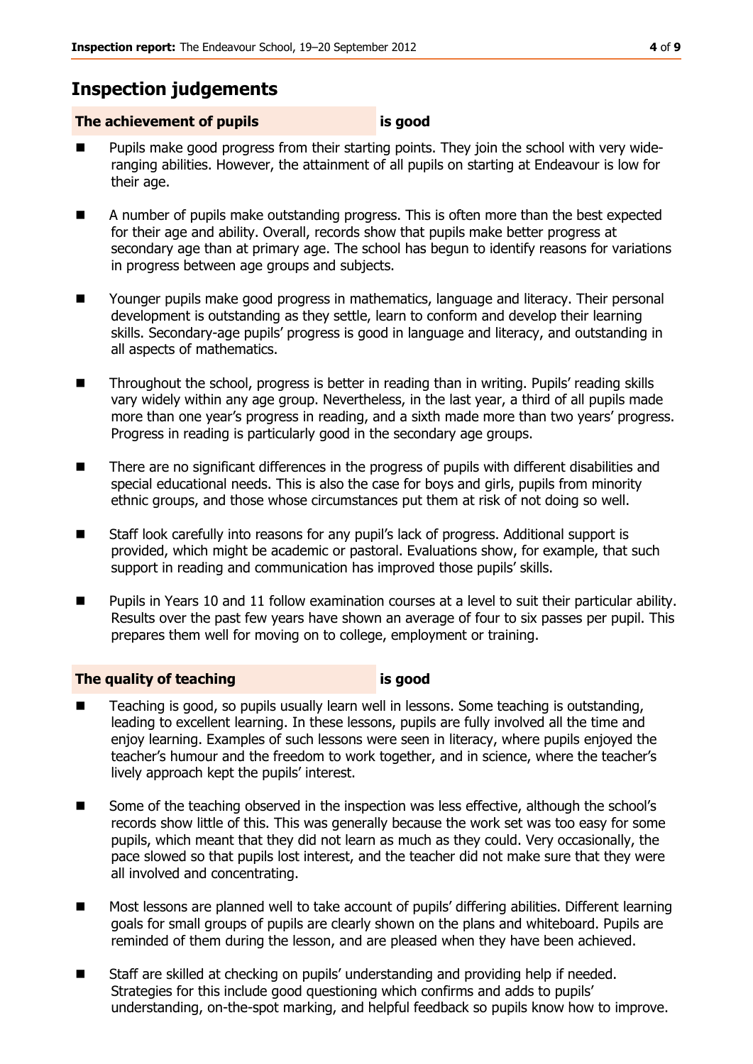## Inspection judgements

| The achievement of pupils | is good |
|---|---|

- Pupils make good progress from their starting points. They join the school with very wide-ranging abilities. However, the attainment of all pupils on starting at Endeavour is low for their age.

- A number of pupils make outstanding progress. This is often more than the best expected for their age and ability. Overall, records show that pupils make better progress at secondary age than at primary age. The school has begun to identify reasons for variations in progress between age groups and subjects.

- Younger pupils make good progress in mathematics, language and literacy. Their personal development is outstanding as they settle, learn to conform and develop their learning skills. Secondary-age pupils' progress is good in language and literacy, and outstanding in all aspects of mathematics.

- Throughout the school, progress is better in reading than in writing. Pupils' reading skills vary widely within any age group. Nevertheless, in the last year, a third of all pupils made more than one year's progress in reading, and a sixth made more than two years' progress. Progress in reading is particularly good in the secondary age groups.

- There are no significant differences in the progress of pupils with different disabilities and special educational needs. This is also the case for boys and girls, pupils from minority ethnic groups, and those whose circumstances put them at risk of not doing so well.

- Staff look carefully into reasons for any pupil's lack of progress. Additional support is provided, which might be academic or pastoral. Evaluations show, for example, that such support in reading and communication has improved those pupils' skills.

- Pupils in Years 10 and 11 follow examination courses at a level to suit their particular ability. Results over the past few years have shown an average of four to six passes per pupil. This prepares them well for moving on to college, employment or training.

| The quality of teaching | is good |
|---|---|

- Teaching is good, so pupils usually learn well in lessons. Some teaching is outstanding, leading to excellent learning. In these lessons, pupils are fully involved all the time and enjoy learning. Examples of such lessons were seen in literacy, where pupils enjoyed the teacher's humour and the freedom to work together, and in science, where the teacher's lively approach kept the pupils' interest.

- Some of the teaching observed in the inspection was less effective, although the school's records show little of this. This was generally because the work set was too easy for some pupils, which meant that they did not learn as much as they could. Very occasionally, the pace slowed so that pupils lost interest, and the teacher did not make sure that they were all involved and concentrating.

- Most lessons are planned well to take account of pupils' differing abilities. Different learning goals for small groups of pupils are clearly shown on the plans and whiteboard. Pupils are reminded of them during the lesson, and are pleased when they have been achieved.

- Staff are skilled at checking on pupils' understanding and providing help if needed. Strategies for this include good questioning which confirms and adds to pupils' understanding, on-the-spot marking, and helpful feedback so pupils know how to improve.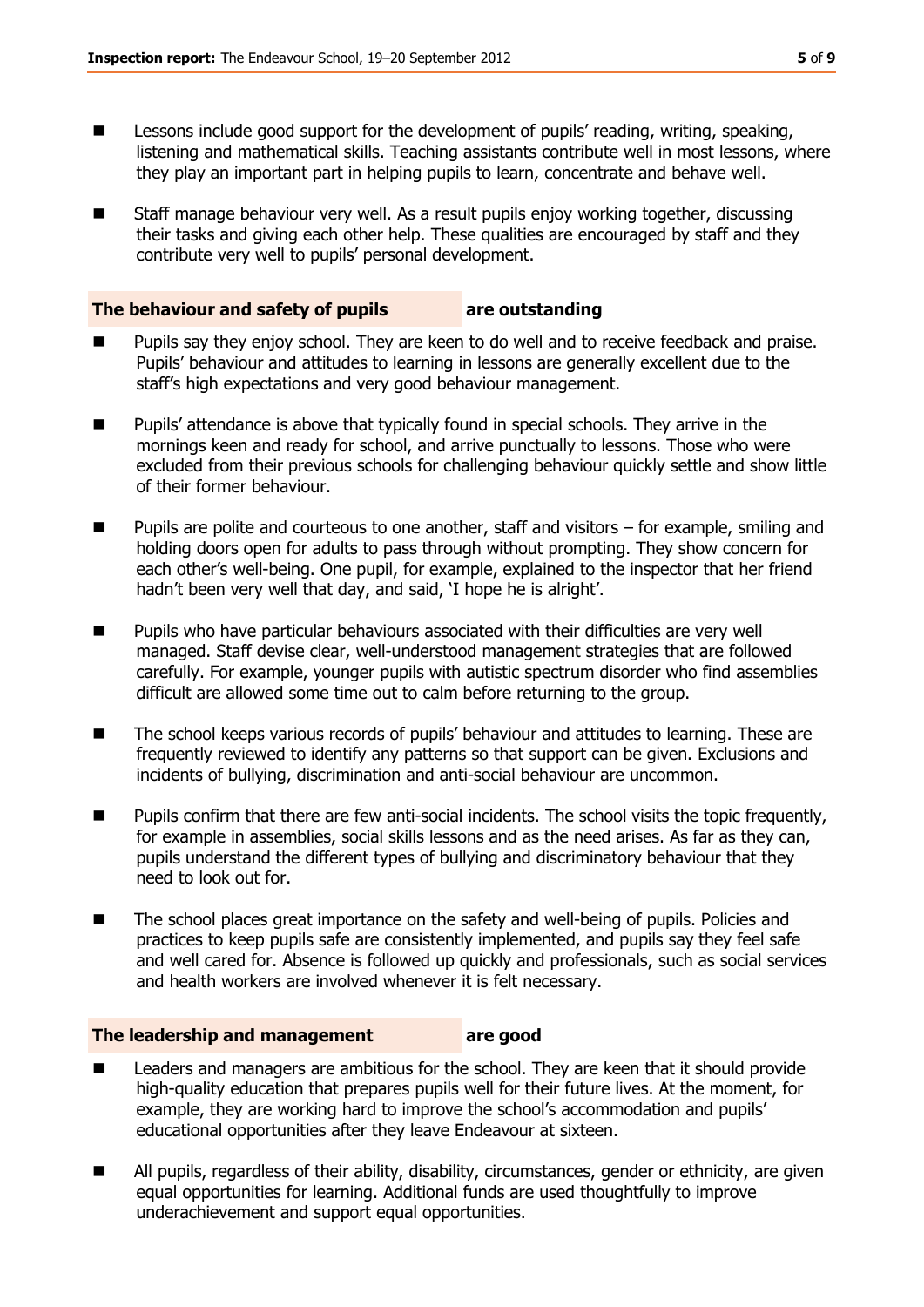- Lessons include good support for the development of pupils' reading, writing, speaking, listening and mathematical skills. Teaching assistants contribute well in most lessons, where they play an important part in helping pupils to learn, concentrate and behave well.
- Staff manage behaviour very well. As a result pupils enjoy working together, discussing their tasks and giving each other help. These qualities are encouraged by staff and they contribute very well to pupils' personal development.

## The behaviour and safety of pupils are outstanding

- Pupils say they enjoy school. They are keen to do well and to receive feedback and praise. Pupils' behaviour and attitudes to learning in lessons are generally excellent due to the staff's high expectations and very good behaviour management.
- Pupils' attendance is above that typically found in special schools. They arrive in the mornings keen and ready for school, and arrive punctually to lessons. Those who were excluded from their previous schools for challenging behaviour quickly settle and show little of their former behaviour.
- Pupils are polite and courteous to one another, staff and visitors – for example, smiling and holding doors open for adults to pass through without prompting. They show concern for each other's well-being. One pupil, for example, explained to the inspector that her friend hadn't been very well that day, and said, 'I hope he is alright'.
- Pupils who have particular behaviours associated with their difficulties are very well managed. Staff devise clear, well-understood management strategies that are followed carefully. For example, younger pupils with autistic spectrum disorder who find assemblies difficult are allowed some time out to calm before returning to the group.
- The school keeps various records of pupils' behaviour and attitudes to learning. These are frequently reviewed to identify any patterns so that support can be given. Exclusions and incidents of bullying, discrimination and anti-social behaviour are uncommon.
- Pupils confirm that there are few anti-social incidents. The school visits the topic frequently, for example in assemblies, social skills lessons and as the need arises. As far as they can, pupils understand the different types of bullying and discriminatory behaviour that they need to look out for.
- The school places great importance on the safety and well-being of pupils. Policies and practices to keep pupils safe are consistently implemented, and pupils say they feel safe and well cared for. Absence is followed up quickly and professionals, such as social services and health workers are involved whenever it is felt necessary.

## The leadership and management are good

- Leaders and managers are ambitious for the school. They are keen that it should provide high-quality education that prepares pupils well for their future lives. At the moment, for example, they are working hard to improve the school's accommodation and pupils' educational opportunities after they leave Endeavour at sixteen.
- All pupils, regardless of their ability, disability, circumstances, gender or ethnicity, are given equal opportunities for learning. Additional funds are used thoughtfully to improve underachievement and support equal opportunities.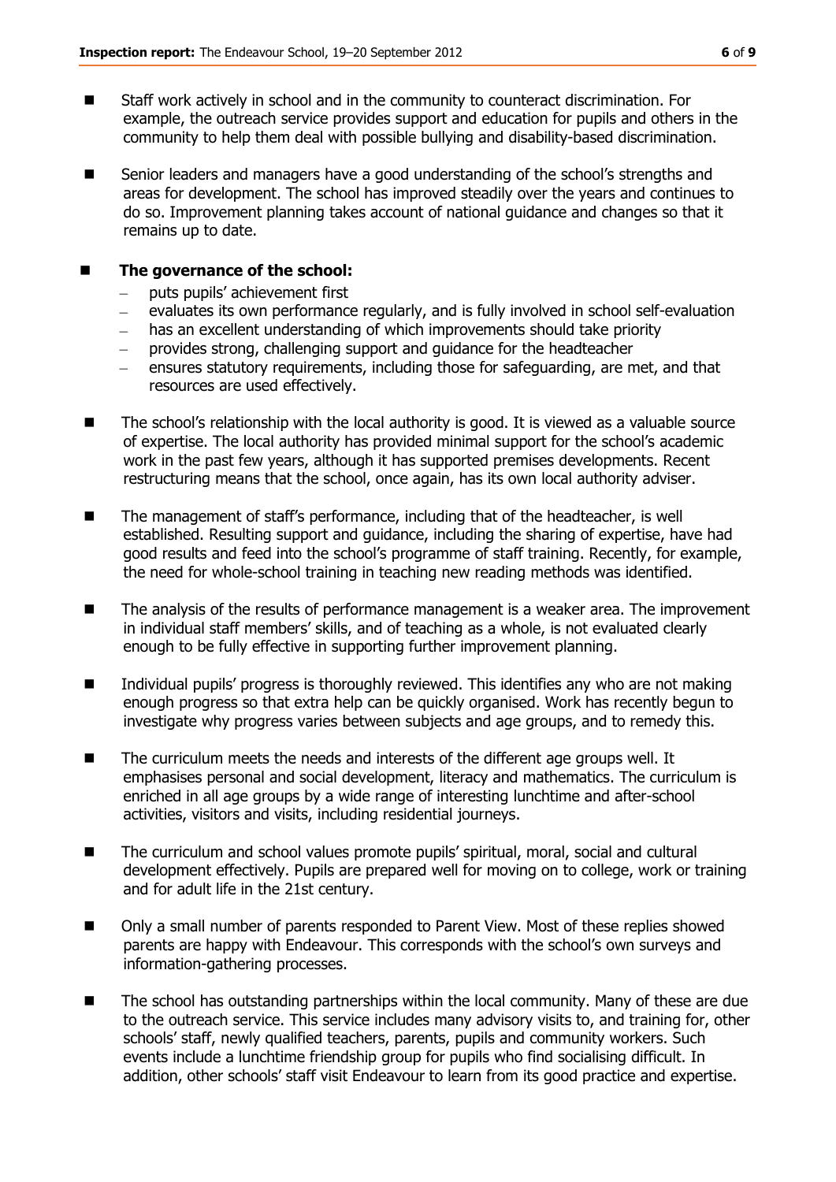- Staff work actively in school and in the community to counteract discrimination. For example, the outreach service provides support and education for pupils and others in the community to help them deal with possible bullying and disability-based discrimination.

- Senior leaders and managers have a good understanding of the school's strengths and areas for development. The school has improved steadily over the years and continues to do so. Improvement planning takes account of national guidance and changes so that it remains up to date.

- **The governance of the school:**
  - puts pupils' achievement first
  - evaluates its own performance regularly, and is fully involved in school self-evaluation
  - has an excellent understanding of which improvements should take priority
  - provides strong, challenging support and guidance for the headteacher
  - ensures statutory requirements, including those for safeguarding, are met, and that resources are used effectively.

- The school's relationship with the local authority is good. It is viewed as a valuable source of expertise. The local authority has provided minimal support for the school's academic work in the past few years, although it has supported premises developments. Recent restructuring means that the school, once again, has its own local authority adviser.

- The management of staff's performance, including that of the headteacher, is well established. Resulting support and guidance, including the sharing of expertise, have had good results and feed into the school's programme of staff training. Recently, for example, the need for whole-school training in teaching new reading methods was identified.

- The analysis of the results of performance management is a weaker area. The improvement in individual staff members' skills, and of teaching as a whole, is not evaluated clearly enough to be fully effective in supporting further improvement planning.

- Individual pupils' progress is thoroughly reviewed. This identifies any who are not making enough progress so that extra help can be quickly organised. Work has recently begun to investigate why progress varies between subjects and age groups, and to remedy this.

- The curriculum meets the needs and interests of the different age groups well. It emphasises personal and social development, literacy and mathematics. The curriculum is enriched in all age groups by a wide range of interesting lunchtime and after-school activities, visitors and visits, including residential journeys.

- The curriculum and school values promote pupils' spiritual, moral, social and cultural development effectively. Pupils are prepared well for moving on to college, work or training and for adult life in the 21st century.

- Only a small number of parents responded to Parent View. Most of these replies showed parents are happy with Endeavour. This corresponds with the school's own surveys and information-gathering processes.

- The school has outstanding partnerships within the local community. Many of these are due to the outreach service. This service includes many advisory visits to, and training for, other schools' staff, newly qualified teachers, parents, pupils and community workers. Such events include a lunchtime friendship group for pupils who find socialising difficult. In addition, other schools' staff visit Endeavour to learn from its good practice and expertise.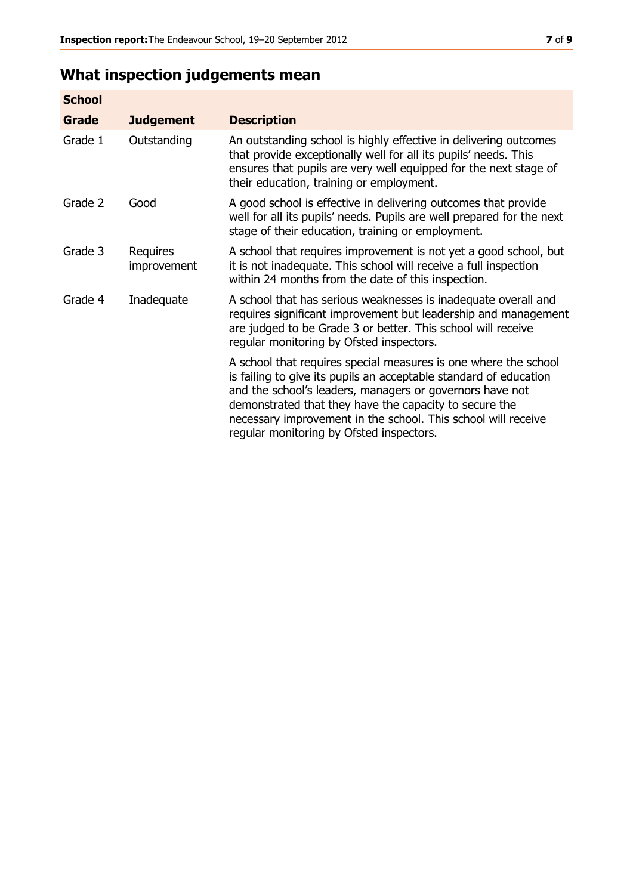# What inspection judgements mean

| School | | |
|---|---|---|
| **Grade** | **Judgement** | **Description** |
| Grade 1 | Outstanding | An outstanding school is highly effective in delivering outcomes that provide exceptionally well for all its pupils' needs. This ensures that pupils are very well equipped for the next stage of their education, training or employment. |
| Grade 2 | Good | A good school is effective in delivering outcomes that provide well for all its pupils' needs. Pupils are well prepared for the next stage of their education, training or employment. |
| Grade 3 | Requires improvement | A school that requires improvement is not yet a good school, but it is not inadequate. This school will receive a full inspection within 24 months from the date of this inspection. |
| Grade 4 | Inadequate | A school that has serious weaknesses is inadequate overall and requires significant improvement but leadership and management are judged to be Grade 3 or better. This school will receive regular monitoring by Ofsted inspectors. |
| | | A school that requires special measures is one where the school is failing to give its pupils an acceptable standard of education and the school's leaders, managers or governors have not demonstrated that they have the capacity to secure the necessary improvement in the school. This school will receive regular monitoring by Ofsted inspectors. |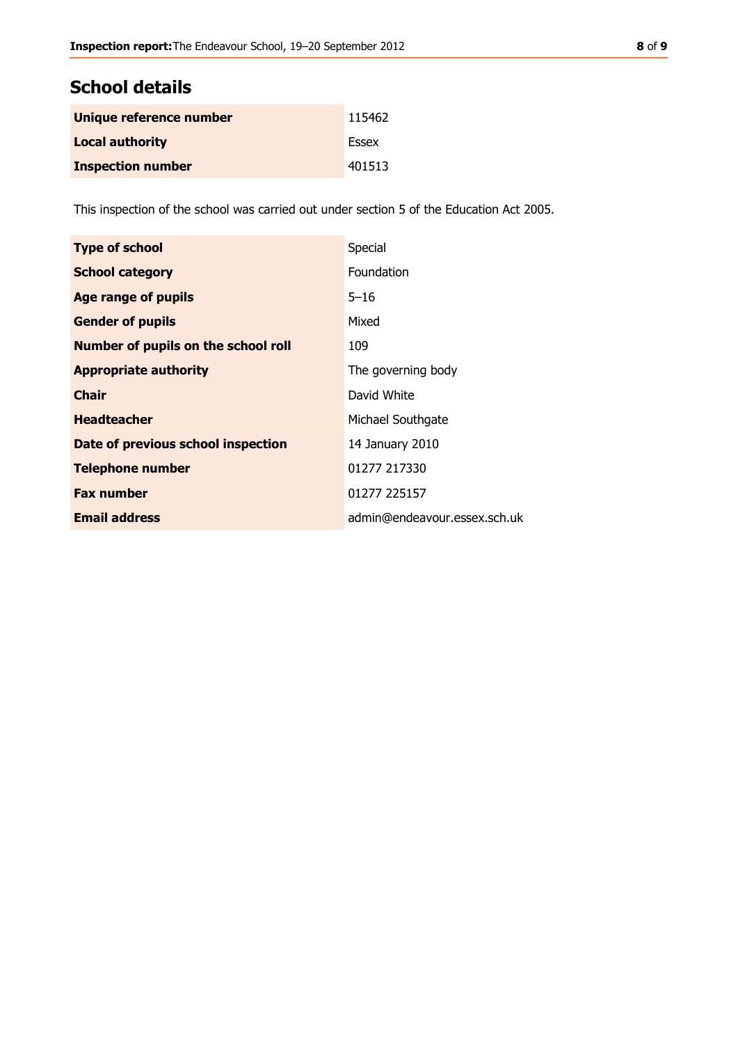## School details

| | |
|---|---|
| **Unique reference number** | 115462 |
| **Local authority** | Essex |
| **Inspection number** | 401513 |

This inspection of the school was carried out under section 5 of the Education Act 2005.

| | |
|---|---|
| **Type of school** | Special |
| **School category** | Foundation |
| **Age range of pupils** | 5–16 |
| **Gender of pupils** | Mixed |
| **Number of pupils on the school roll** | 109 |
| **Appropriate authority** | The governing body |
| **Chair** | David White |
| **Headteacher** | Michael Southgate |
| **Date of previous school inspection** | 14 January 2010 |
| **Telephone number** | 01277 217330 |
| **Fax number** | 01277 225157 |
| **Email address** | admin@endeavour.essex.sch.uk |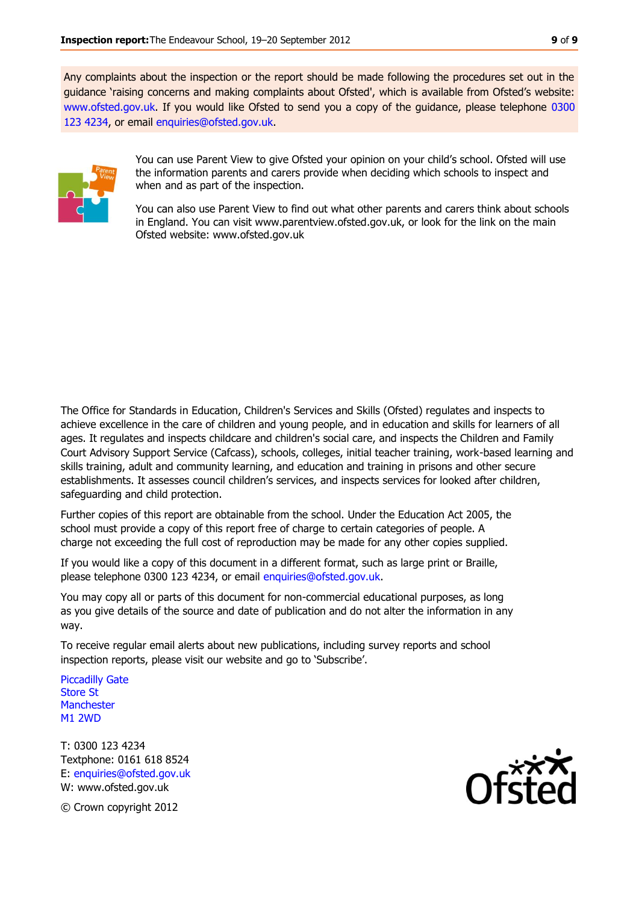Any complaints about the inspection or the report should be made following the procedures set out in the guidance 'raising concerns and making complaints about Ofsted', which is available from Ofsted's website: www.ofsted.gov.uk. If you would like Ofsted to send you a copy of the guidance, please telephone 0300 123 4234, or email enquiries@ofsted.gov.uk.

You can use Parent View to give Ofsted your opinion on your child's school. Ofsted will use the information parents and carers provide when deciding which schools to inspect and when and as part of the inspection.

You can also use Parent View to find out what other parents and carers think about schools in England. You can visit www.parentview.ofsted.gov.uk, or look for the link on the main Ofsted website: www.ofsted.gov.uk

The Office for Standards in Education, Children's Services and Skills (Ofsted) regulates and inspects to achieve excellence in the care of children and young people, and in education and skills for learners of all ages. It regulates and inspects childcare and children's social care, and inspects the Children and Family Court Advisory Support Service (Cafcass), schools, colleges, initial teacher training, work-based learning and skills training, adult and community learning, and education and training in prisons and other secure establishments. It assesses council children's services, and inspects services for looked after children, safeguarding and child protection.

Further copies of this report are obtainable from the school. Under the Education Act 2005, the school must provide a copy of this report free of charge to certain categories of people. A charge not exceeding the full cost of reproduction may be made for any other copies supplied.

If you would like a copy of this document in a different format, such as large print or Braille, please telephone 0300 123 4234, or email enquiries@ofsted.gov.uk.

You may copy all or parts of this document for non-commercial educational purposes, as long as you give details of the source and date of publication and do not alter the information in any way.

To receive regular email alerts about new publications, including survey reports and school inspection reports, please visit our website and go to 'Subscribe'.

Piccadilly Gate  
Store St  
Manchester  
M1 2WD

T: 0300 123 4234  
Textphone: 0161 618 8524  
E: enquiries@ofsted.gov.uk  
W: www.ofsted.gov.uk

© Crown copyright 2012